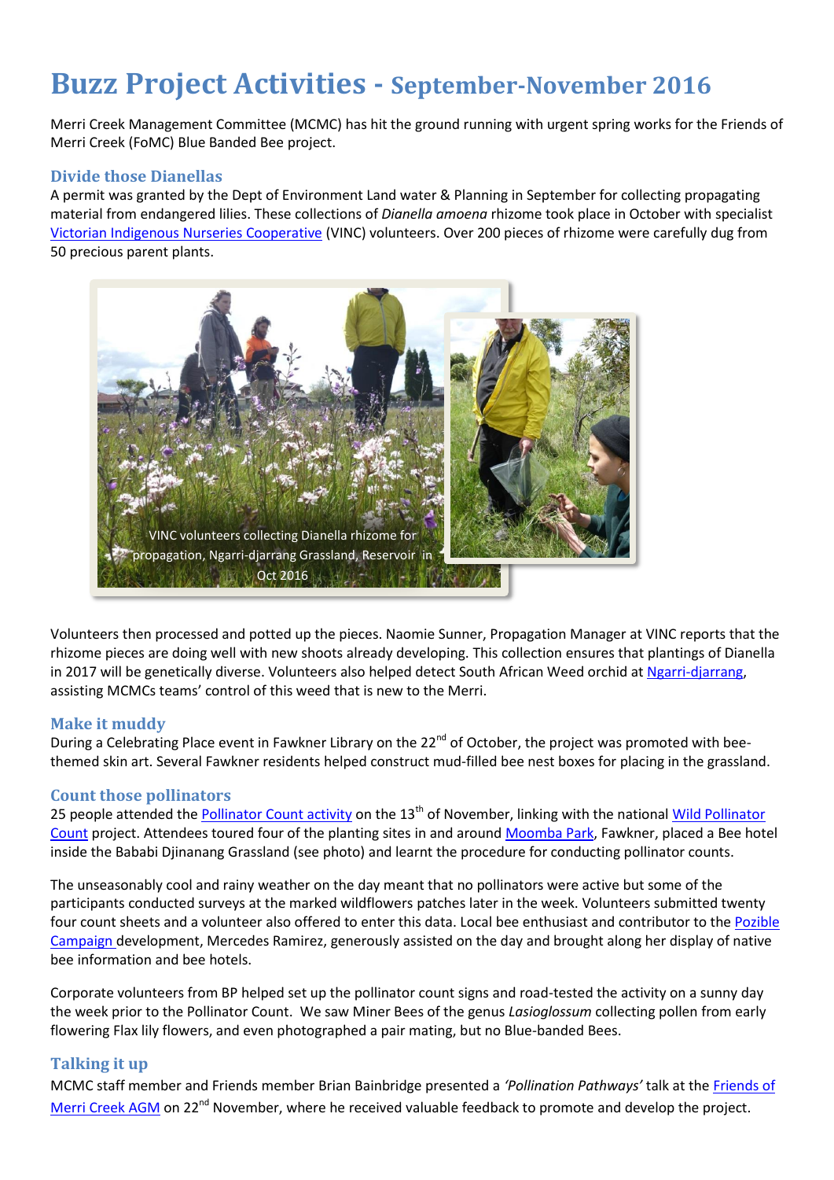# Buzz Project Activities - September-November 2016

Merri Creek Management Committee (MCMC) has hit the ground running with urgent spring works for the Friends of Merri Creek (FoMC) Blue Banded Bee project.

## Divide those Dianellas

A permit was granted by the Dept of Environment Land water & Planning in September for collecting propagating material from endangered lilies. These collections of *Dianella amoena* rhizome took place in October with specialist Victorian Indigenous Nurseries Cooperative (VINC) volunteers. Over 200 pieces of rhizome were carefully dug from 50 precious parent plants.

VINC volunteers collecting Dianella rhizome for propagation, Ngarri-djarrang Grassland, Reservoir in Oct 2016

Volunteers then processed and potted up the pieces. Naomie Sunner, Propagation Manager at VINC reports that the rhizome pieces are doing well with new shoots already developing. This collection ensures that plantings of Dianella in 2017 will be genetically diverse. Volunteers also helped detect South African Weed orchid at Ngarri-djarrang, assisting MCMCs teams' control of this weed that is new to the Merri.

## Make it muddy

During a Celebrating Place event in Fawkner Library on the 22nd of October, the project was promoted with bee-themed skin art. Several Fawkner residents helped construct mud-filled bee nest boxes for placing in the grassland.

## Count those pollinators

25 people attended the Pollinator Count activity on the 13th of November, linking with the national Wild Pollinator Count project. Attendees toured four of the planting sites in and around Moomba Park, Fawkner, placed a Bee hotel inside the Bababi Djinanang Grassland (see photo) and learnt the procedure for conducting pollinator counts.

The unseasonably cool and rainy weather on the day meant that no pollinators were active but some of the participants conducted surveys at the marked wildflowers patches later in the week. Volunteers submitted twenty four count sheets and a volunteer also offered to enter this data. Local bee enthusiast and contributor to the Pozible Campaign development, Mercedes Ramirez, generously assisted on the day and brought along her display of native bee information and bee hotels.

Corporate volunteers from BP helped set up the pollinator count signs and road-tested the activity on a sunny day the week prior to the Pollinator Count. We saw Miner Bees of the genus *Lasioglossum* collecting pollen from early flowering Flax lily flowers, and even photographed a pair mating, but no Blue-banded Bees.

## Talking it up

MCMC staff member and Friends member Brian Bainbridge presented a *'Pollination Pathways'* talk at the Friends of Merri Creek AGM on 22nd November, where he received valuable feedback to promote and develop the project.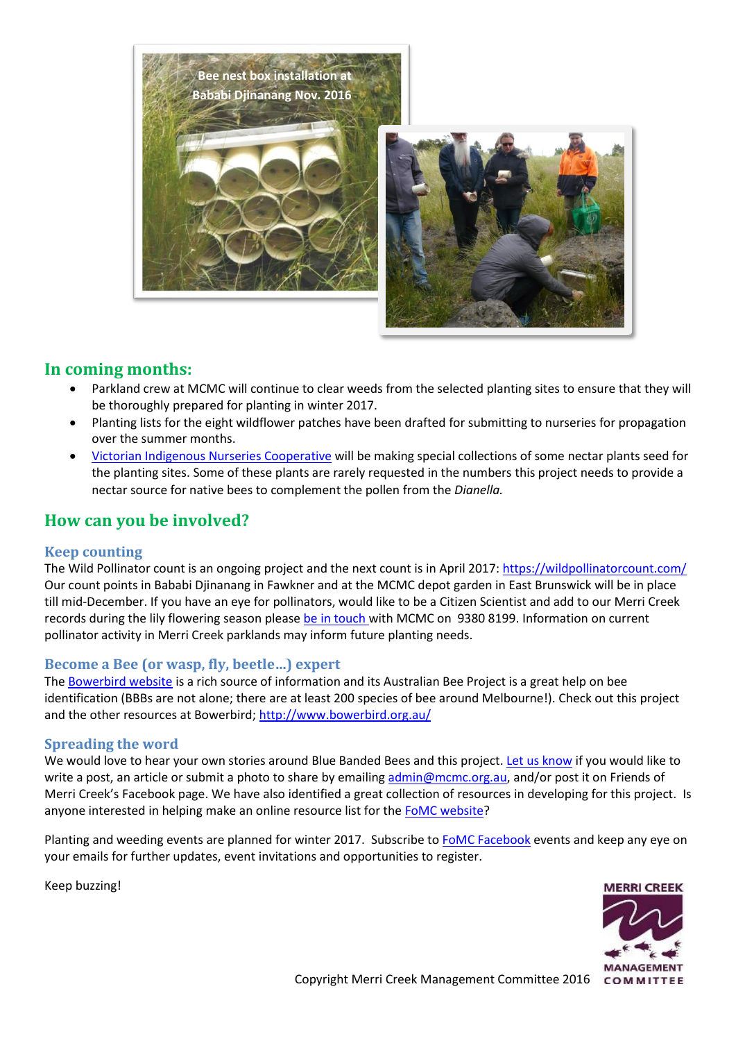Bee nest box installation at Bababi Djinanang Nov. 2016

## In coming months:

- Parkland crew at MCMC will continue to clear weeds from the selected planting sites to ensure that they will be thoroughly prepared for planting in winter 2017.
- Planting lists for the eight wildflower patches have been drafted for submitting to nurseries for propagation over the summer months.
- Victorian Indigenous Nurseries Cooperative will be making special collections of some nectar plants seed for the planting sites. Some of these plants are rarely requested in the numbers this project needs to provide a nectar source for native bees to complement the pollen from the *Dianella.*

## How can you be involved?

### Keep counting

The Wild Pollinator count is an ongoing project and the next count is in April 2017: https://wildpollinatorcount.com/ Our count points in Bababi Djinanang in Fawkner and at the MCMC depot garden in East Brunswick will be in place till mid-December. If you have an eye for pollinators, would like to be a Citizen Scientist and add to our Merri Creek records during the lily flowering season please be in touch with MCMC on 9380 8199. Information on current pollinator activity in Merri Creek parklands may inform future planting needs.

### Become a Bee (or wasp, fly, beetle…) expert

The Bowerbird website is a rich source of information and its Australian Bee Project is a great help on bee identification (BBBs are not alone; there are at least 200 species of bee around Melbourne!). Check out this project and the other resources at Bowerbird; http://www.bowerbird.org.au/

### Spreading the word

We would love to hear your own stories around Blue Banded Bees and this project. Let us know if you would like to write a post, an article or submit a photo to share by emailing admin@mcmc.org.au, and/or post it on Friends of Merri Creek's Facebook page. We have also identified a great collection of resources in developing for this project. Is anyone interested in helping make an online resource list for the FoMC website?

Planting and weeding events are planned for winter 2017. Subscribe to FoMC Facebook events and keep any eye on your emails for further updates, event invitations and opportunities to register.

Keep buzzing!

Copyright Merri Creek Management Committee 2016

MERRI CREEK MANAGEMENT COMMITTEE